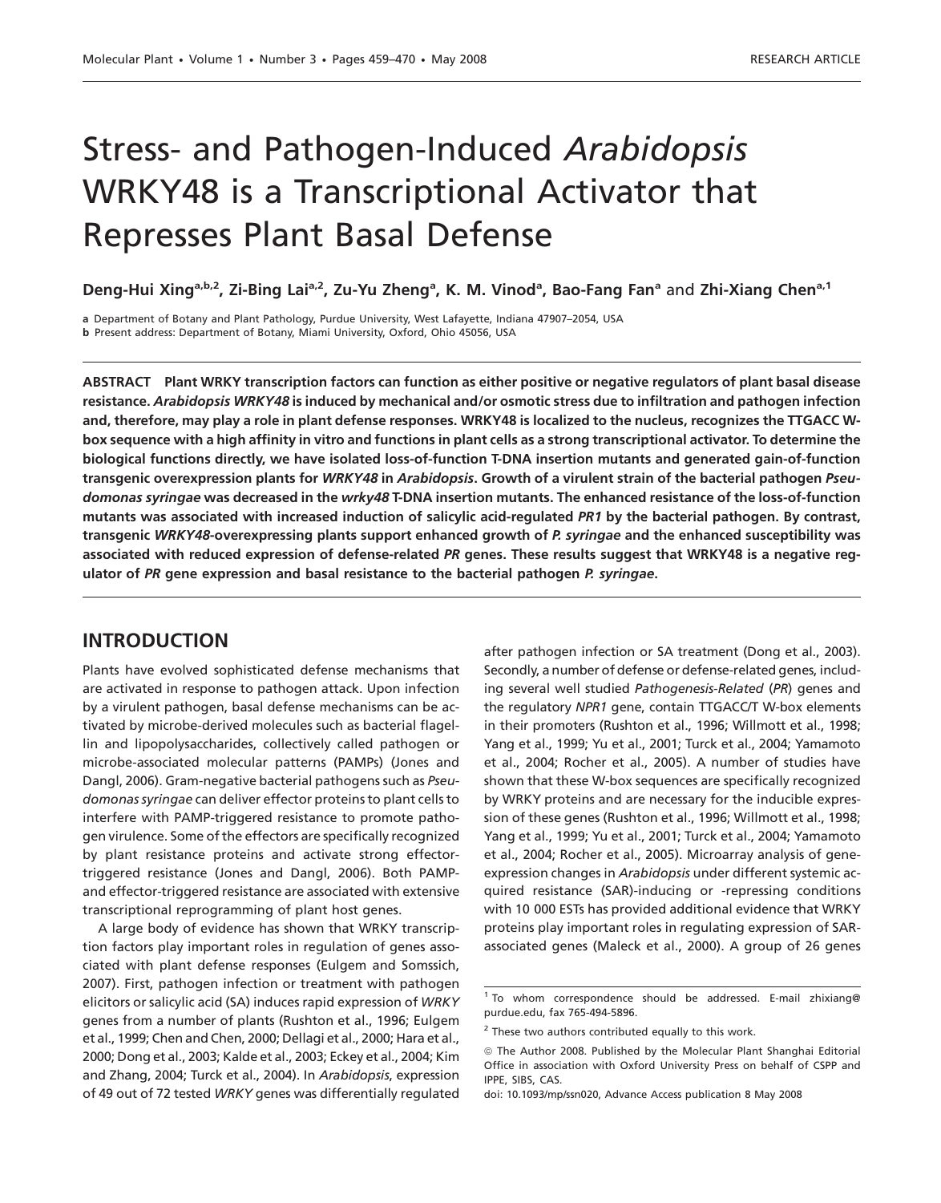# Stress- and Pathogen-Induced *Arabidopsis* WRKY48 is a Transcriptional Activator that Represses Plant Basal Defense

**Deng-Hui Xing[a,b,2], Zi-Bing Lai[a,2], Zu-Yu Zheng[a], K. M. Vinod[a], Bao-Fang Fan[a] and Zhi-Xiang Chen[a,1]**

**a** Department of Botany and Plant Pathology, Purdue University, West Lafayette, Indiana 47907–2054, USA

**b** Present address: Department of Botany, Miami University, Oxford, Ohio 45056, USA

**ABSTRACT** **Plant WRKY transcription factors can function as either positive or negative regulators of plant basal disease resistance. *Arabidopsis WRKY48* is induced by mechanical and/or osmotic stress due to infiltration and pathogen infection and, therefore, may play a role in plant defense responses. WRKY48 is localized to the nucleus, recognizes the TTGACC W-box sequence with a high affinity in vitro and functions in plant cells as a strong transcriptional activator. To determine the biological functions directly, we have isolated loss-of-function T-DNA insertion mutants and generated gain-of-function transgenic overexpression plants for *WRKY48* in *Arabidopsis*. Growth of a virulent strain of the bacterial pathogen *Pseudomonas syringae* was decreased in the *wrky48* T-DNA insertion mutants. The enhanced resistance of the loss-of-function mutants was associated with increased induction of salicylic acid-regulated *PR1* by the bacterial pathogen. By contrast, transgenic *WRKY48*-overexpressing plants support enhanced growth of *P. syringae* and the enhanced susceptibility was associated with reduced expression of defense-related *PR* genes. These results suggest that WRKY48 is a negative regulator of *PR* gene expression and basal resistance to the bacterial pathogen *P. syringae*.**

## INTRODUCTION

Plants have evolved sophisticated defense mechanisms that are activated in response to pathogen attack. Upon infection by a virulent pathogen, basal defense mechanisms can be activated by microbe-derived molecules such as bacterial flagellin and lipopolysaccharides, collectively called pathogen or microbe-associated molecular patterns (PAMPs) (Jones and Dangl, 2006). Gram-negative bacterial pathogens such as *Pseudomonas syringae* can deliver effector proteins to plant cells to interfere with PAMP-triggered resistance to promote pathogen virulence. Some of the effectors are specifically recognized by plant resistance proteins and activate strong effector-triggered resistance (Jones and Dangl, 2006). Both PAMP- and effector-triggered resistance are associated with extensive transcriptional reprogramming of plant host genes.

A large body of evidence has shown that WRKY transcription factors play important roles in regulation of genes associated with plant defense responses (Eulgem and Somssich, 2007). First, pathogen infection or treatment with pathogen elicitors or salicylic acid (SA) induces rapid expression of *WRKY* genes from a number of plants (Rushton et al., 1996; Eulgem et al., 1999; Chen and Chen, 2000; Dellagi et al., 2000; Hara et al., 2000; Dong et al., 2003; Kalde et al., 2003; Eckey et al., 2004; Kim and Zhang, 2004; Turck et al., 2004). In *Arabidopsis*, expression of 49 out of 72 tested *WRKY* genes was differentially regulated after pathogen infection or SA treatment (Dong et al., 2003). Secondly, a number of defense or defense-related genes, including several well studied *Pathogenesis-Related* (*PR*) genes and the regulatory *NPR1* gene, contain TTGACC/T W-box elements in their promoters (Rushton et al., 1996; Willmott et al., 1998; Yang et al., 1999; Yu et al., 2001; Turck et al., 2004; Yamamoto et al., 2004; Rocher et al., 2005). A number of studies have shown that these W-box sequences are specifically recognized by WRKY proteins and are necessary for the inducible expression of these genes (Rushton et al., 1996; Willmott et al., 1998; Yang et al., 1999; Yu et al., 2001; Turck et al., 2004; Yamamoto et al., 2004; Rocher et al., 2005). Microarray analysis of gene-expression changes in *Arabidopsis* under different systemic acquired resistance (SAR)-inducing or -repressing conditions with 10 000 ESTs has provided additional evidence that WRKY proteins play important roles in regulating expression of SAR-associated genes (Maleck et al., 2000). A group of 26 genes

---

[1] To whom correspondence should be addressed. E-mail zhixiang@purdue.edu, fax 765-494-5896.

[2] These two authors contributed equally to this work.

© The Author 2008. Published by the Molecular Plant Shanghai Editorial Office in association with Oxford University Press on behalf of CSPP and IPPE, SIBS, CAS.

doi: 10.1093/mp/ssn020, Advance Access publication 8 May 2008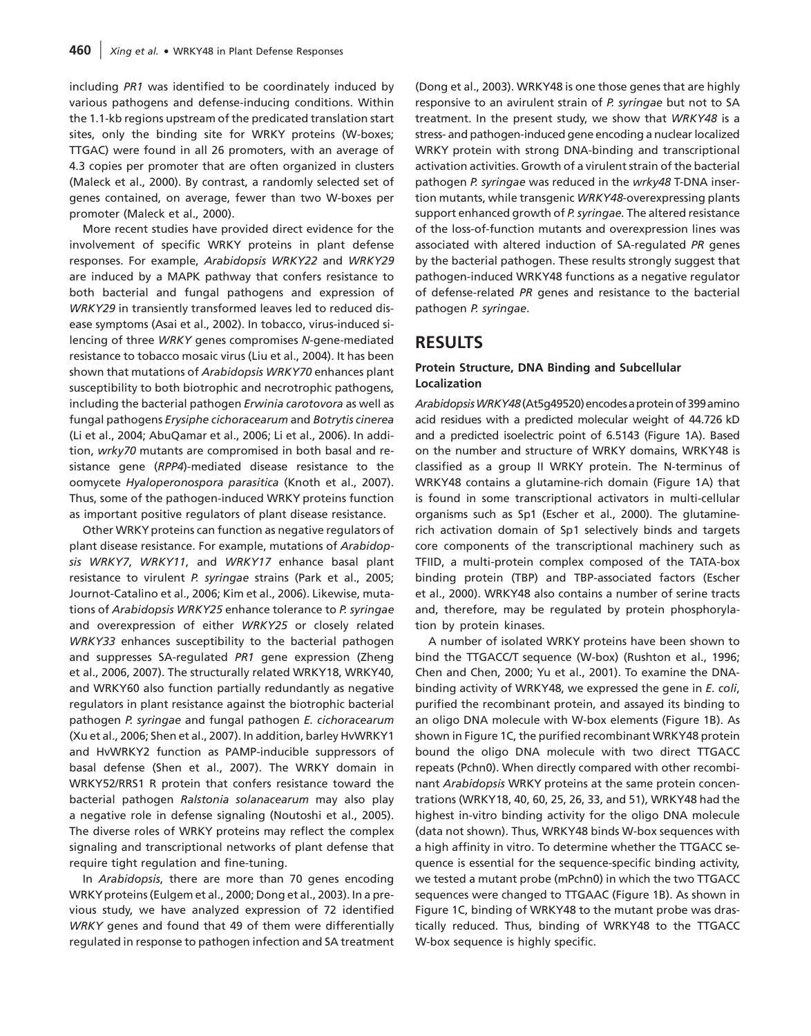including *PR1* was identified to be coordinately induced by various pathogens and defense-inducing conditions. Within the 1.1-kb regions upstream of the predicated translation start sites, only the binding site for WRKY proteins (W-boxes; TTGAC) were found in all 26 promoters, with an average of 4.3 copies per promoter that are often organized in clusters (Maleck et al., 2000). By contrast, a randomly selected set of genes contained, on average, fewer than two W-boxes per promoter (Maleck et al., 2000).

More recent studies have provided direct evidence for the involvement of specific WRKY proteins in plant defense responses. For example, *Arabidopsis WRKY22* and *WRKY29* are induced by a MAPK pathway that confers resistance to both bacterial and fungal pathogens and expression of *WRKY29* in transiently transformed leaves led to reduced disease symptoms (Asai et al., 2002). In tobacco, virus-induced silencing of three *WRKY* genes compromises *N*-gene-mediated resistance to tobacco mosaic virus (Liu et al., 2004). It has been shown that mutations of *Arabidopsis WRKY70* enhances plant susceptibility to both biotrophic and necrotrophic pathogens, including the bacterial pathogen *Erwinia carotovora* as well as fungal pathogens *Erysiphe cichoracearum* and *Botrytis cinerea* (Li et al., 2004; AbuQamar et al., 2006; Li et al., 2006). In addition, *wrky70* mutants are compromised in both basal and resistance gene (*RPP4*)-mediated disease resistance to the oomycete *Hyaloperonospora parasitica* (Knoth et al., 2007). Thus, some of the pathogen-induced WRKY proteins function as important positive regulators of plant disease resistance.

Other WRKY proteins can function as negative regulators of plant disease resistance. For example, mutations of *Arabidopsis WRKY7*, *WRKY11*, and *WRKY17* enhance basal plant resistance to virulent *P. syringae* strains (Park et al., 2005; Journot-Catalino et al., 2006; Kim et al., 2006). Likewise, mutations of *Arabidopsis WRKY25* enhance tolerance to *P. syringae* and overexpression of either *WRKY25* or closely related *WRKY33* enhances susceptibility to the bacterial pathogen and suppresses SA-regulated *PR1* gene expression (Zheng et al., 2006, 2007). The structurally related WRKY18, WRKY40, and WRKY60 also function partially redundantly as negative regulators in plant resistance against the biotrophic bacterial pathogen *P. syringae* and fungal pathogen *E. cichoracearum* (Xu et al., 2006; Shen et al., 2007). In addition, barley HvWRKY1 and HvWRKY2 function as PAMP-inducible suppressors of basal defense (Shen et al., 2007). The WRKY domain in WRKY52/RRS1 R protein that confers resistance toward the bacterial pathogen *Ralstonia solanacearum* may also play a negative role in defense signaling (Noutoshi et al., 2005). The diverse roles of WRKY proteins may reflect the complex signaling and transcriptional networks of plant defense that require tight regulation and fine-tuning.

In *Arabidopsis*, there are more than 70 genes encoding WRKY proteins (Eulgem et al., 2000; Dong et al., 2003). In a previous study, we have analyzed expression of 72 identified *WRKY* genes and found that 49 of them were differentially regulated in response to pathogen infection and SA treatment (Dong et al., 2003). WRKY48 is one those genes that are highly responsive to an avirulent strain of *P. syringae* but not to SA treatment. In the present study, we show that *WRKY48* is a stress- and pathogen-induced gene encoding a nuclear localized WRKY protein with strong DNA-binding and transcriptional activation activities. Growth of a virulent strain of the bacterial pathogen *P. syringae* was reduced in the *wrky48* T-DNA insertion mutants, while transgenic *WRKY48*-overexpressing plants support enhanced growth of *P. syringae.* The altered resistance of the loss-of-function mutants and overexpression lines was associated with altered induction of SA-regulated *PR* genes by the bacterial pathogen. These results strongly suggest that pathogen-induced WRKY48 functions as a negative regulator of defense-related *PR* genes and resistance to the bacterial pathogen *P. syringae*.

## RESULTS

### Protein Structure, DNA Binding and Subcellular Localization

*Arabidopsis WRKY48* (At5g49520) encodes a protein of 399 amino acid residues with a predicted molecular weight of 44.726 kD and a predicted isoelectric point of 6.5143 (Figure 1A). Based on the number and structure of WRKY domains, WRKY48 is classified as a group II WRKY protein. The N-terminus of WRKY48 contains a glutamine-rich domain (Figure 1A) that is found in some transcriptional activators in multi-cellular organisms such as Sp1 (Escher et al., 2000). The glutamine-rich activation domain of Sp1 selectively binds and targets core components of the transcriptional machinery such as TFIID, a multi-protein complex composed of the TATA-box binding protein (TBP) and TBP-associated factors (Escher et al., 2000). WRKY48 also contains a number of serine tracts and, therefore, may be regulated by protein phosphorylation by protein kinases.

A number of isolated WRKY proteins have been shown to bind the TTGACC/T sequence (W-box) (Rushton et al., 1996; Chen and Chen, 2000; Yu et al., 2001). To examine the DNA-binding activity of WRKY48, we expressed the gene in *E. coli*, purified the recombinant protein, and assayed its binding to an oligo DNA molecule with W-box elements (Figure 1B). As shown in Figure 1C, the purified recombinant WRKY48 protein bound the oligo DNA molecule with two direct TTGACC repeats (Pchn0). When directly compared with other recombinant *Arabidopsis* WRKY proteins at the same protein concentrations (WRKY18, 40, 60, 25, 26, 33, and 51), WRKY48 had the highest in-vitro binding activity for the oligo DNA molecule (data not shown). Thus, WRKY48 binds W-box sequences with a high affinity in vitro. To determine whether the TTGACC sequence is essential for the sequence-specific binding activity, we tested a mutant probe (mPchn0) in which the two TTGACC sequences were changed to TTGAAC (Figure 1B). As shown in Figure 1C, binding of WRKY48 to the mutant probe was drastically reduced. Thus, binding of WRKY48 to the TTGACC W-box sequence is highly specific.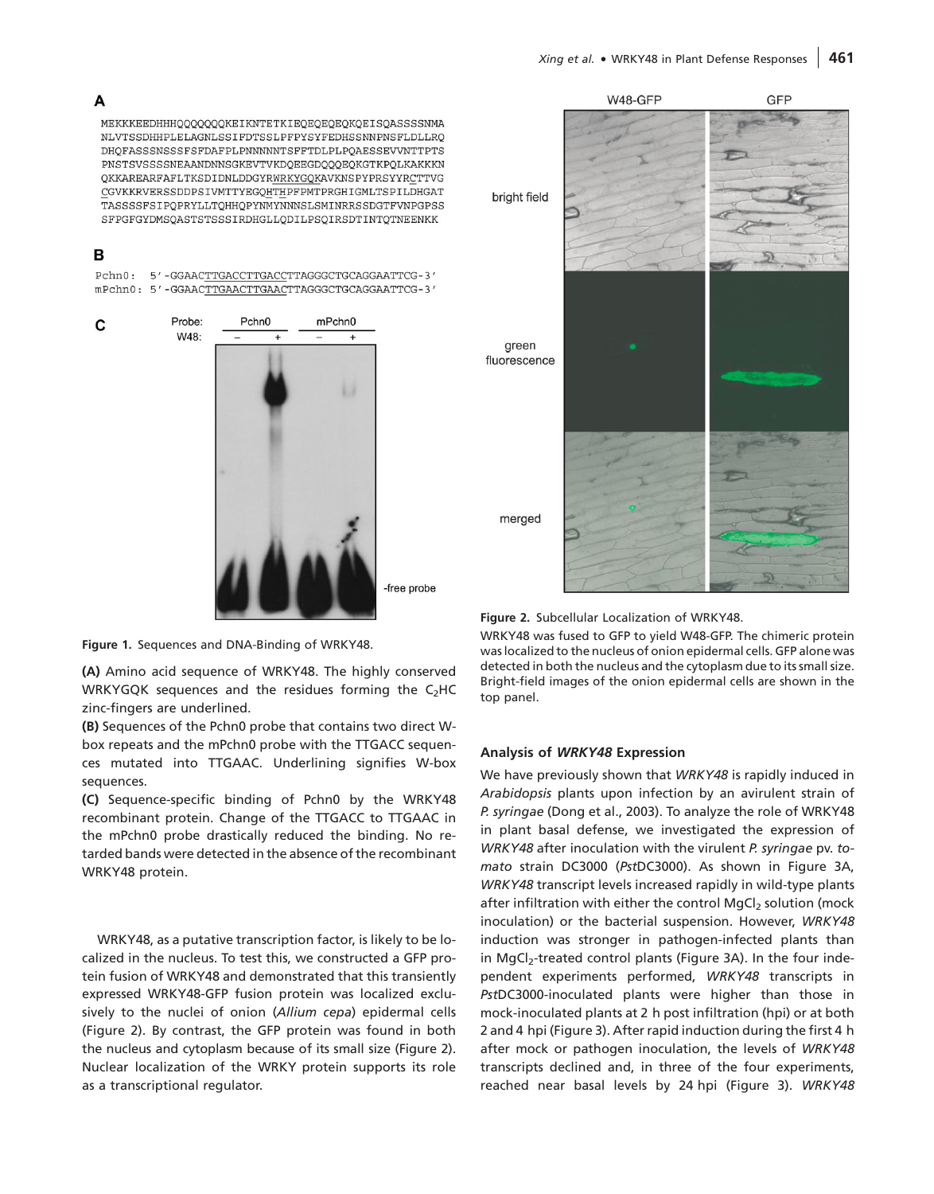**Figure 1.** Sequences and DNA-Binding of WRKY48.

**(A)** Amino acid sequence of WRKY48. The highly conserved WRKYGQK sequences and the residues forming the $C_2HC$ zinc-fingers are underlined.

**(B)** Sequences of the Pchn0 probe that contains two direct W-box repeats and the mPchn0 probe with the TTGACC sequences mutated into TTGAAC. Underlining signifies W-box sequences.

**(C)** Sequence-specific binding of Pchn0 by the WRKY48 recombinant protein. Change of the TTGACC to TTGAAC in the mPchn0 probe drastically reduced the binding. No retarded bands were detected in the absence of the recombinant WRKY48 protein.

**Figure 2.** Subcellular Localization of WRKY48.

WRKY48 was fused to GFP to yield W48-GFP. The chimeric protein was localized to the nucleus of onion epidermal cells. GFP alone was detected in both the nucleus and the cytoplasm due to its small size. Bright-field images of the onion epidermal cells are shown in the top panel.

WRKY48, as a putative transcription factor, is likely to be localized in the nucleus. To test this, we constructed a GFP protein fusion of WRKY48 and demonstrated that this transiently expressed WRKY48-GFP fusion protein was localized exclusively to the nuclei of onion (*Allium cepa*) epidermal cells (Figure 2). By contrast, the GFP protein was found in both the nucleus and cytoplasm because of its small size (Figure 2). Nuclear localization of the WRKY protein supports its role as a transcriptional regulator.

### Analysis of *WRKY48* Expression

We have previously shown that *WRKY48* is rapidly induced in *Arabidopsis* plants upon infection by an avirulent strain of *P. syringae* (Dong et al., 2003). To analyze the role of WRKY48 in plant basal defense, we investigated the expression of *WRKY48* after inoculation with the virulent *P. syringae* pv. *tomato* strain DC3000 (*Pst*DC3000). As shown in Figure 3A, *WRKY48* transcript levels increased rapidly in wild-type plants after infiltration with either the control $MgCl_2$ solution (mock inoculation) or the bacterial suspension. However, *WRKY48* induction was stronger in pathogen-infected plants than in $MgCl_2$-treated control plants (Figure 3A). In the four independent experiments performed, *WRKY48* transcripts in *Pst*DC3000-inoculated plants were higher than those in mock-inoculated plants at 2 h post infiltration (hpi) or at both 2 and 4 hpi (Figure 3). After rapid induction during the first 4 h after mock or pathogen inoculation, the levels of *WRKY48* transcripts declined and, in three of the four experiments, reached near basal levels by 24 hpi (Figure 3). *WRKY48*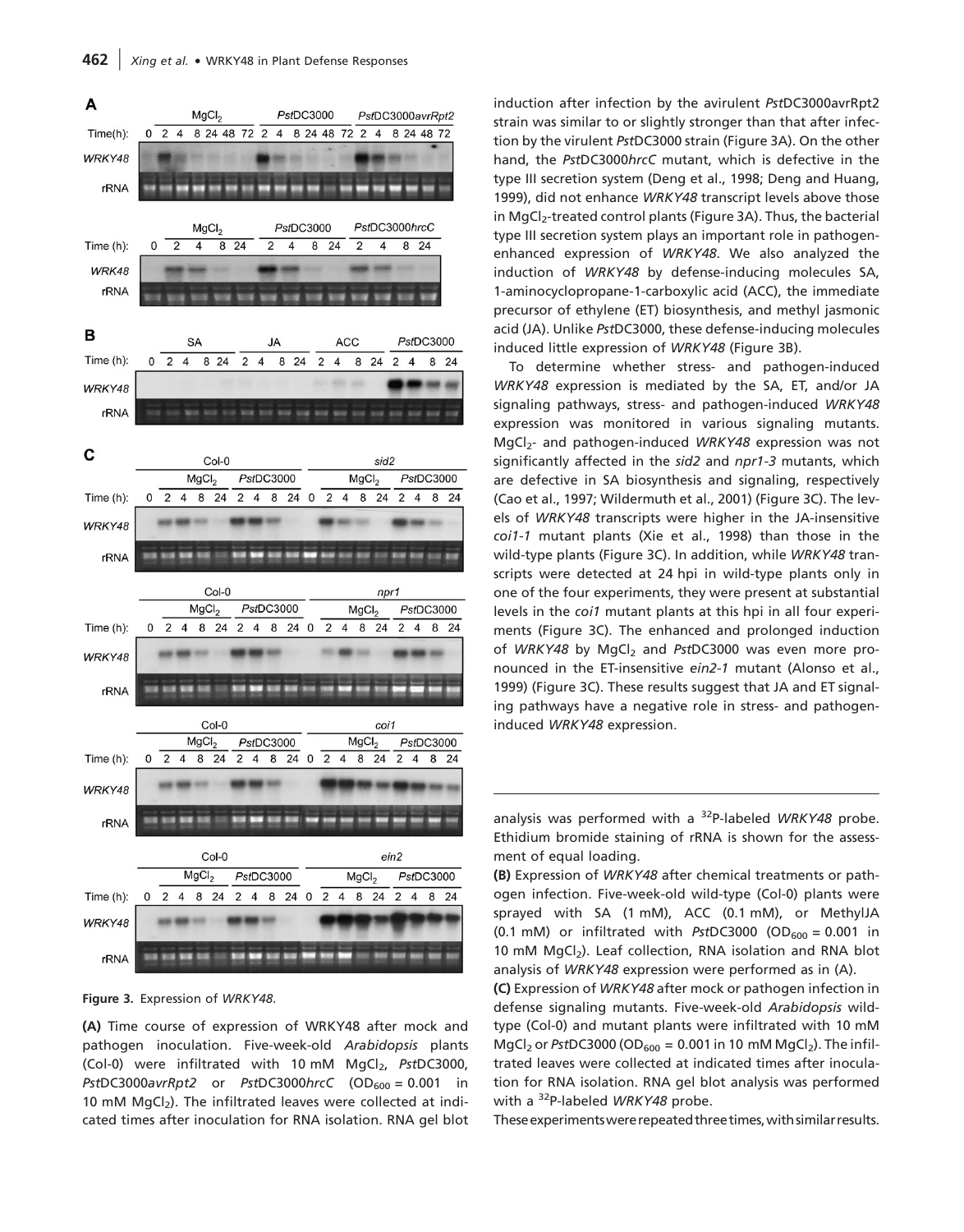induction after infection by the avirulent *Pst*DC3000avrRpt2 strain was similar to or slightly stronger than that after infection by the virulent *Pst*DC3000 strain (Figure 3A). On the other hand, the *Pst*DC3000*hrcC* mutant, which is defective in the type III secretion system (Deng et al., 1998; Deng and Huang, 1999), did not enhance *WRKY48* transcript levels above those in $MgCl_2$-treated control plants (Figure 3A). Thus, the bacterial type III secretion system plays an important role in pathogen-enhanced expression of *WRKY48*. We also analyzed the induction of *WRKY48* by defense-inducing molecules SA, 1-aminocyclopropane-1-carboxylic acid (ACC), the immediate precursor of ethylene (ET) biosynthesis, and methyl jasmonic acid (JA). Unlike *Pst*DC3000, these defense-inducing molecules induced little expression of *WRKY48* (Figure 3B).

To determine whether stress- and pathogen-induced *WRKY48* expression is mediated by the SA, ET, and/or JA signaling pathways, stress- and pathogen-induced *WRKY48* expression was monitored in various signaling mutants. $MgCl_2$- and pathogen-induced *WRKY48* expression was not significantly affected in the *sid2* and *npr1-3* mutants, which are defective in SA biosynthesis and signaling, respectively (Cao et al., 1997; Wildermuth et al., 2001) (Figure 3C). The levels of *WRKY48* transcripts were higher in the JA-insensitive *coi1-1* mutant plants (Xie et al., 1998) than those in the wild-type plants (Figure 3C). In addition, while *WRKY48* transcripts were detected at 24 hpi in wild-type plants only in one of the four experiments, they were present at substantial levels in the *coi1* mutant plants at this hpi in all four experiments (Figure 3C). The enhanced and prolonged induction of *WRKY48* by $MgCl_2$ and *Pst*DC3000 was even more pronounced in the ET-insensitive *ein2-1* mutant (Alonso et al., 1999) (Figure 3C). These results suggest that JA and ET signaling pathways have a negative role in stress- and pathogen-induced *WRKY48* expression.

**Figure 3.** Expression of *WRKY48*.

**(A)** Time course of expression of WRKY48 after mock and pathogen inoculation. Five-week-old *Arabidopsis* plants (Col-0) were infiltrated with 10 mM $MgCl_2$, *Pst*DC3000, *Pst*DC3000*avrRpt2* or *Pst*DC3000*hrcC* ($OD_{600}$ = 0.001 in 10 mM $MgCl_2$). The infiltrated leaves were collected at indicated times after inoculation for RNA isolation. RNA gel blot analysis was performed with a $^{32}$P-labeled *WRKY48* probe. Ethidium bromide staining of rRNA is shown for the assessment of equal loading.

**(B)** Expression of *WRKY48* after chemical treatments or pathogen infection. Five-week-old wild-type (Col-0) plants were sprayed with SA (1 mM), ACC (0.1 mM), or MethylJA (0.1 mM) or infiltrated with *Pst*DC3000 ($OD_{600}$ = 0.001 in 10 mM $MgCl_2$). Leaf collection, RNA isolation and RNA blot analysis of *WRKY48* expression were performed as in (A).

**(C)** Expression of *WRKY48* after mock or pathogen infection in defense signaling mutants. Five-week-old *Arabidopsis* wild-type (Col-0) and mutant plants were infiltrated with 10 mM $MgCl_2$ or *Pst*DC3000 ($OD_{600}$ = 0.001 in 10 mM $MgCl_2$). The infiltrated leaves were collected at indicated times after inoculation for RNA isolation. RNA gel blot analysis was performed with a $^{32}$P-labeled *WRKY48* probe.

These experiments were repeated three times, with similar results.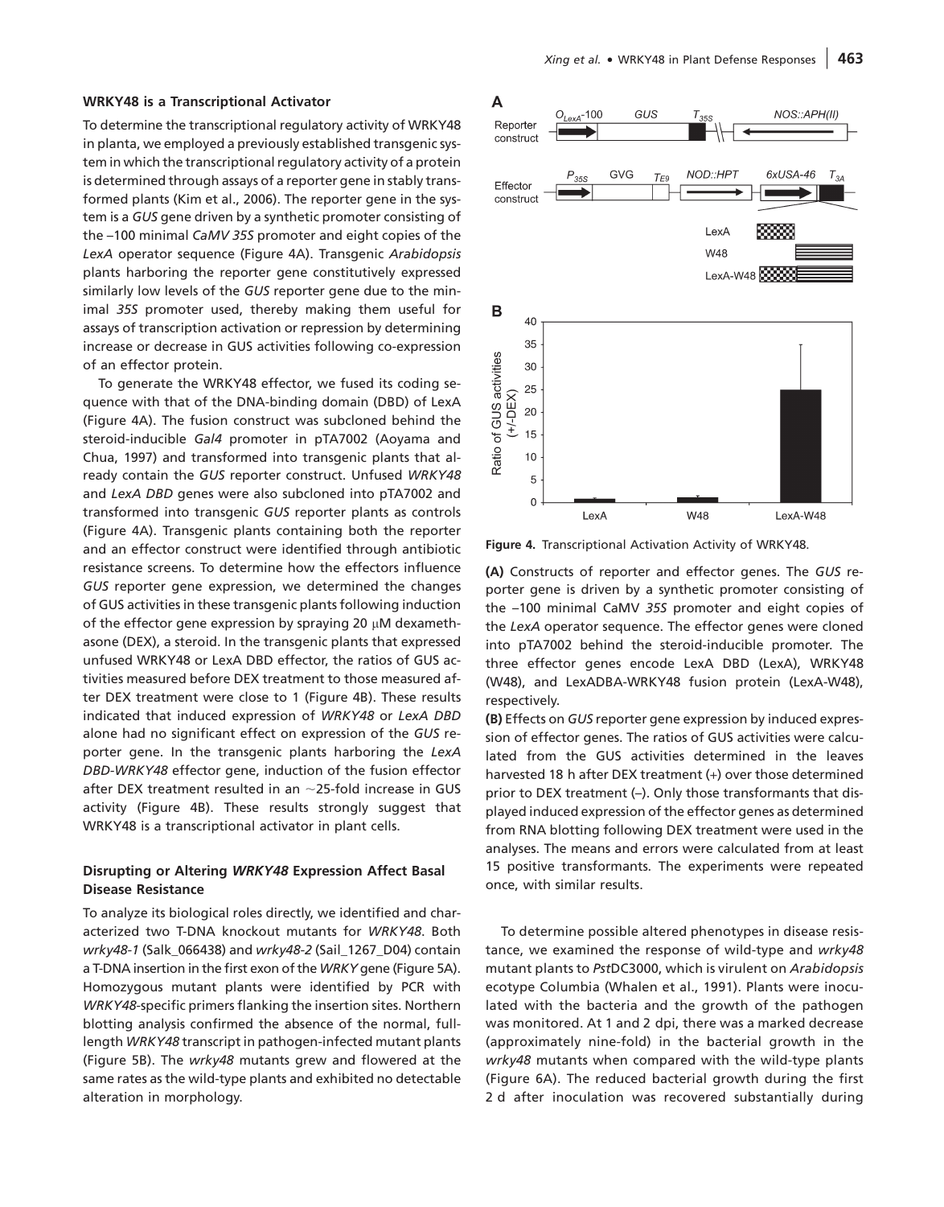### WRKY48 is a Transcriptional Activator

To determine the transcriptional regulatory activity of WRKY48 in planta, we employed a previously established transgenic system in which the transcriptional regulatory activity of a protein is determined through assays of a reporter gene in stably transformed plants (Kim et al., 2006). The reporter gene in the system is a *GUS* gene driven by a synthetic promoter consisting of the –100 minimal *CaMV 35S* promoter and eight copies of the *LexA* operator sequence (Figure 4A). Transgenic *Arabidopsis* plants harboring the reporter gene constitutively expressed similarly low levels of the *GUS* reporter gene due to the minimal *35S* promoter used, thereby making them useful for assays of transcription activation or repression by determining increase or decrease in GUS activities following co-expression of an effector protein.

To generate the WRKY48 effector, we fused its coding sequence with that of the DNA-binding domain (DBD) of LexA (Figure 4A). The fusion construct was subcloned behind the steroid-inducible *Gal4* promoter in pTA7002 (Aoyama and Chua, 1997) and transformed into transgenic plants that already contain the *GUS* reporter construct. Unfused *WRKY48* and *LexA DBD* genes were also subcloned into pTA7002 and transformed into transgenic *GUS* reporter plants as controls (Figure 4A). Transgenic plants containing both the reporter and an effector construct were identified through antibiotic resistance screens. To determine how the effectors influence *GUS* reporter gene expression, we determined the changes of GUS activities in these transgenic plants following induction of the effector gene expression by spraying 20 μM dexamethasone (DEX), a steroid. In the transgenic plants that expressed unfused WRKY48 or LexA DBD effector, the ratios of GUS activities measured before DEX treatment to those measured after DEX treatment were close to 1 (Figure 4B). These results indicated that induced expression of *WRKY48* or *LexA DBD* alone had no significant effect on expression of the *GUS* reporter gene. In the transgenic plants harboring the *LexA DBD-WRKY48* effector gene, induction of the fusion effector after DEX treatment resulted in an ~25-fold increase in GUS activity (Figure 4B). These results strongly suggest that WRKY48 is a transcriptional activator in plant cells.

### Disrupting or Altering *WRKY48* Expression Affect Basal Disease Resistance

To analyze its biological roles directly, we identified and characterized two T-DNA knockout mutants for *WRKY48*. Both *wrky48-1* (Salk_066438) and *wrky48-2* (Sail_1267_D04) contain a T-DNA insertion in the first exon of the *WRKY* gene (Figure 5A). Homozygous mutant plants were identified by PCR with *WRKY48*-specific primers flanking the insertion sites. Northern blotting analysis confirmed the absence of the normal, full-length *WRKY48* transcript in pathogen-infected mutant plants (Figure 5B). The *wrky48* mutants grew and flowered at the same rates as the wild-type plants and exhibited no detectable alteration in morphology.

**Figure 4.** Transcriptional Activation Activity of WRKY48.

**(A)** Constructs of reporter and effector genes. The *GUS* reporter gene is driven by a synthetic promoter consisting of the –100 minimal CaMV *35S* promoter and eight copies of the *LexA* operator sequence. The effector genes were cloned into pTA7002 behind the steroid-inducible promoter. The three effector genes encode LexA DBD (LexA), WRKY48 (W48), and LexADBA-WRKY48 fusion protein (LexA-W48), respectively.

**(B)** Effects on *GUS* reporter gene expression by induced expression of effector genes. The ratios of GUS activities were calculated from the GUS activities determined in the leaves harvested 18 h after DEX treatment (+) over those determined prior to DEX treatment (–). Only those transformants that displayed induced expression of the effector genes as determined from RNA blotting following DEX treatment were used in the analyses. The means and errors were calculated from at least 15 positive transformants. The experiments were repeated once, with similar results.

To determine possible altered phenotypes in disease resistance, we examined the response of wild-type and *wrky48* mutant plants to *Pst*DC3000, which is virulent on *Arabidopsis* ecotype Columbia (Whalen et al., 1991). Plants were inoculated with the bacteria and the growth of the pathogen was monitored. At 1 and 2 dpi, there was a marked decrease (approximately nine-fold) in the bacterial growth in the *wrky48* mutants when compared with the wild-type plants (Figure 6A). The reduced bacterial growth during the first 2 d after inoculation was recovered substantially during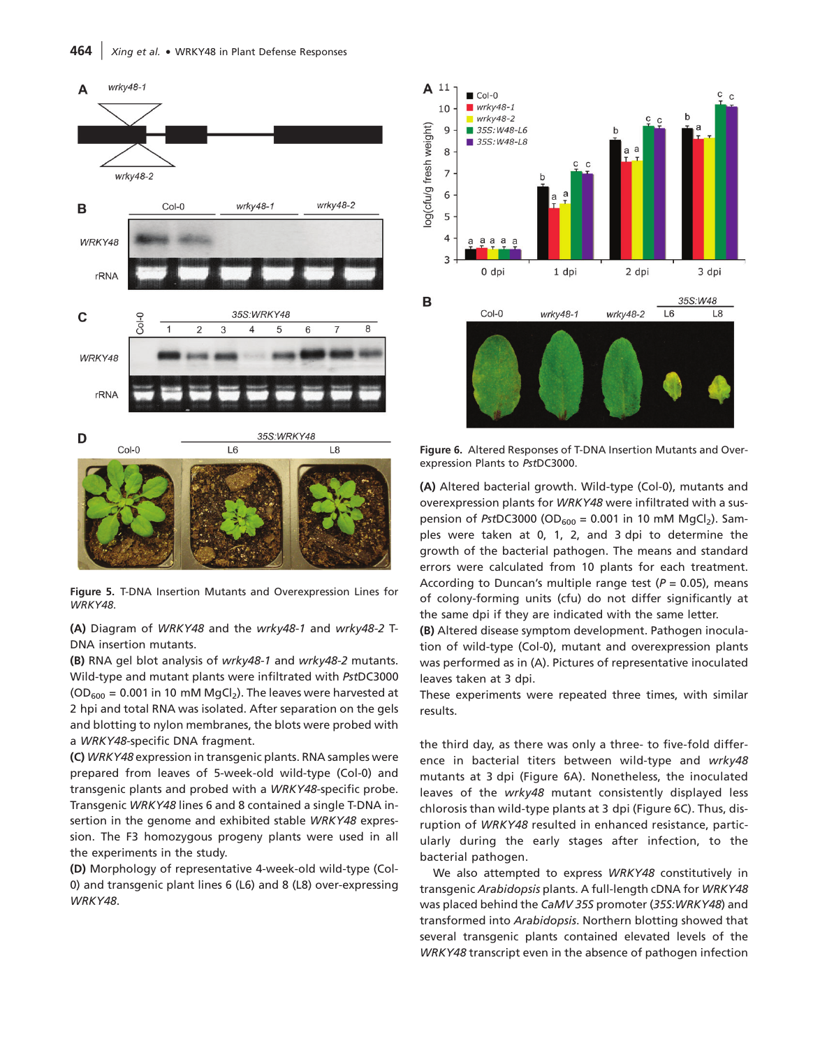**Figure 5.** T-DNA Insertion Mutants and Overexpression Lines for *WRKY48*.

**(A)** Diagram of *WRKY48* and the *wrky48-1* and *wrky48-2* T-DNA insertion mutants.

**(B)** RNA gel blot analysis of *wrky48-1* and *wrky48-2* mutants. Wild-type and mutant plants were infiltrated with *Pst*DC3000 ($OD_{600}$ = 0.001 in 10 mM $MgCl_2$). The leaves were harvested at 2 hpi and total RNA was isolated. After separation on the gels and blotting to nylon membranes, the blots were probed with a *WRKY48*-specific DNA fragment.

**(C)** *WRKY48* expression in transgenic plants. RNA samples were prepared from leaves of 5-week-old wild-type (Col-0) and transgenic plants and probed with a *WRKY48*-specific probe. Transgenic *WRKY48* lines 6 and 8 contained a single T-DNA insertion in the genome and exhibited stable *WRKY48* expression. The F3 homozygous progeny plants were used in all the experiments in the study.

**(D)** Morphology of representative 4-week-old wild-type (Col-0) and transgenic plant lines 6 (L6) and 8 (L8) over-expressing *WRKY48*.

**Figure 6.** Altered Responses of T-DNA Insertion Mutants and Overexpression Plants to *Pst*DC3000.

**(A)** Altered bacterial growth. Wild-type (Col-0), mutants and overexpression plants for *WRKY48* were infiltrated with a suspension of *Pst*DC3000 ($OD_{600}$ = 0.001 in 10 mM $MgCl_2$). Samples were taken at 0, 1, 2, and 3 dpi to determine the growth of the bacterial pathogen. The means and standard errors were calculated from 10 plants for each treatment. According to Duncan's multiple range test ($P$ = 0.05), means of colony-forming units (cfu) do not differ significantly at the same dpi if they are indicated with the same letter.

**(B)** Altered disease symptom development. Pathogen inoculation of wild-type (Col-0), mutant and overexpression plants was performed as in (A). Pictures of representative inoculated leaves taken at 3 dpi.

These experiments were repeated three times, with similar results.

the third day, as there was only a three- to five-fold difference in bacterial titers between wild-type and *wrky48* mutants at 3 dpi (Figure 6A). Nonetheless, the inoculated leaves of the *wrky48* mutant consistently displayed less chlorosis than wild-type plants at 3 dpi (Figure 6C). Thus, disruption of *WRKY48* resulted in enhanced resistance, particularly during the early stages after infection, to the bacterial pathogen.

We also attempted to express *WRKY48* constitutively in transgenic *Arabidopsis* plants. A full-length cDNA for *WRKY48* was placed behind the *CaMV 35S* promoter (*35S:WRKY48*) and transformed into *Arabidopsis*. Northern blotting showed that several transgenic plants contained elevated levels of the *WRKY48* transcript even in the absence of pathogen infection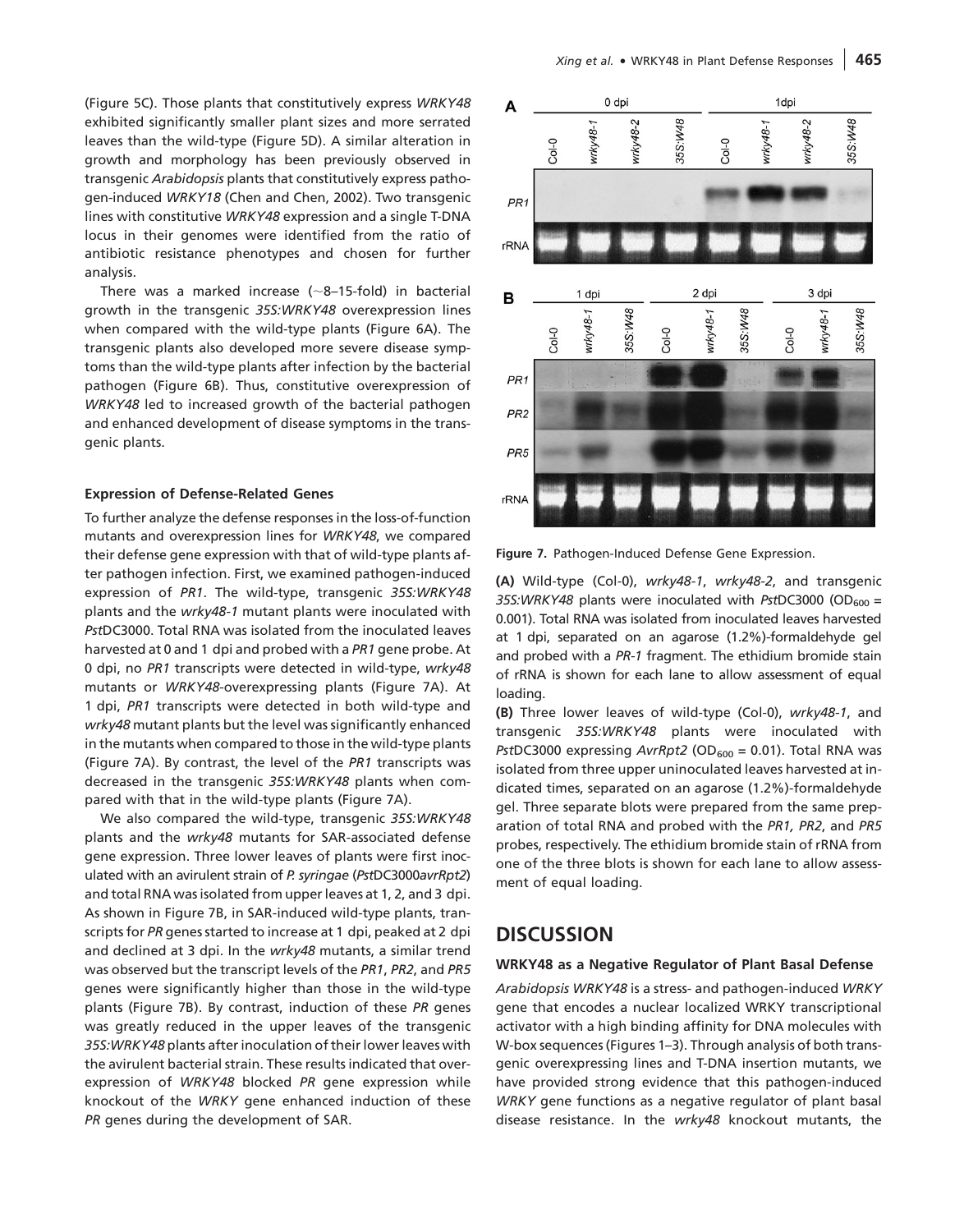(Figure 5C). Those plants that constitutively express *WRKY48* exhibited significantly smaller plant sizes and more serrated leaves than the wild-type (Figure 5D). A similar alteration in growth and morphology has been previously observed in transgenic *Arabidopsis* plants that constitutively express pathogen-induced *WRKY18* (Chen and Chen, 2002). Two transgenic lines with constitutive *WRKY48* expression and a single T-DNA locus in their genomes were identified from the ratio of antibiotic resistance phenotypes and chosen for further analysis.

There was a marked increase (~8–15-fold) in bacterial growth in the transgenic *35S:WRKY48* overexpression lines when compared with the wild-type plants (Figure 6A). The transgenic plants also developed more severe disease symptoms than the wild-type plants after infection by the bacterial pathogen (Figure 6B). Thus, constitutive overexpression of *WRKY48* led to increased growth of the bacterial pathogen and enhanced development of disease symptoms in the transgenic plants.

### Expression of Defense-Related Genes

To further analyze the defense responses in the loss-of-function mutants and overexpression lines for *WRKY48*, we compared their defense gene expression with that of wild-type plants after pathogen infection. First, we examined pathogen-induced expression of *PR1*. The wild-type, transgenic *35S:WRKY48* plants and the *wrky48-1* mutant plants were inoculated with *Pst*DC3000. Total RNA was isolated from the inoculated leaves harvested at 0 and 1 dpi and probed with a *PR1* gene probe. At 0 dpi, no *PR1* transcripts were detected in wild-type, *wrky48* mutants or *WRKY48*-overexpressing plants (Figure 7A). At 1 dpi, *PR1* transcripts were detected in both wild-type and *wrky48* mutant plants but the level was significantly enhanced in the mutants when compared to those in the wild-type plants (Figure 7A). By contrast, the level of the *PR1* transcripts was decreased in the transgenic *35S:WRKY48* plants when compared with that in the wild-type plants (Figure 7A).

We also compared the wild-type, transgenic *35S:WRKY48* plants and the *wrky48* mutants for SAR-associated defense gene expression. Three lower leaves of plants were first inoculated with an avirulent strain of *P. syringae* (*Pst*DC3000*avrRpt2*) and total RNA was isolated from upper leaves at 1, 2, and 3 dpi. As shown in Figure 7B, in SAR-induced wild-type plants, transcripts for *PR* genes started to increase at 1 dpi, peaked at 2 dpi and declined at 3 dpi. In the *wrky48* mutants, a similar trend was observed but the transcript levels of the *PR1*, *PR2*, and *PR5* genes were significantly higher than those in the wild-type plants (Figure 7B). By contrast, induction of these *PR* genes was greatly reduced in the upper leaves of the transgenic *35S:WRKY48* plants after inoculation of their lower leaves with the avirulent bacterial strain. These results indicated that overexpression of *WRKY48* blocked *PR* gene expression while knockout of the *WRKY* gene enhanced induction of these *PR* genes during the development of SAR.

**Figure 7.** Pathogen-Induced Defense Gene Expression.

**(A)** Wild-type (Col-0), *wrky48-1*, *wrky48-2*, and transgenic *35S:WRKY48* plants were inoculated with *Pst*DC3000 ($OD_{600}$ = 0.001). Total RNA was isolated from inoculated leaves harvested at 1 dpi, separated on an agarose (1.2%)-formaldehyde gel and probed with a *PR-1* fragment. The ethidium bromide stain of rRNA is shown for each lane to allow assessment of equal loading.

**(B)** Three lower leaves of wild-type (Col-0), *wrky48-1*, and transgenic *35S:WRKY48* plants were inoculated with *Pst*DC3000 expressing *AvrRpt2* ($OD_{600}$ = 0.01). Total RNA was isolated from three upper uninoculated leaves harvested at indicated times, separated on an agarose (1.2%)-formaldehyde gel. Three separate blots were prepared from the same preparation of total RNA and probed with the *PR1, PR2*, and *PR5* probes, respectively. The ethidium bromide stain of rRNA from one of the three blots is shown for each lane to allow assessment of equal loading.

## DISCUSSION

### WRKY48 as a Negative Regulator of Plant Basal Defense

*Arabidopsis WRKY48* is a stress- and pathogen-induced *WRKY* gene that encodes a nuclear localized WRKY transcriptional activator with a high binding affinity for DNA molecules with W-box sequences (Figures 1–3). Through analysis of both transgenic overexpressing lines and T-DNA insertion mutants, we have provided strong evidence that this pathogen-induced *WRKY* gene functions as a negative regulator of plant basal disease resistance. In the *wrky48* knockout mutants, the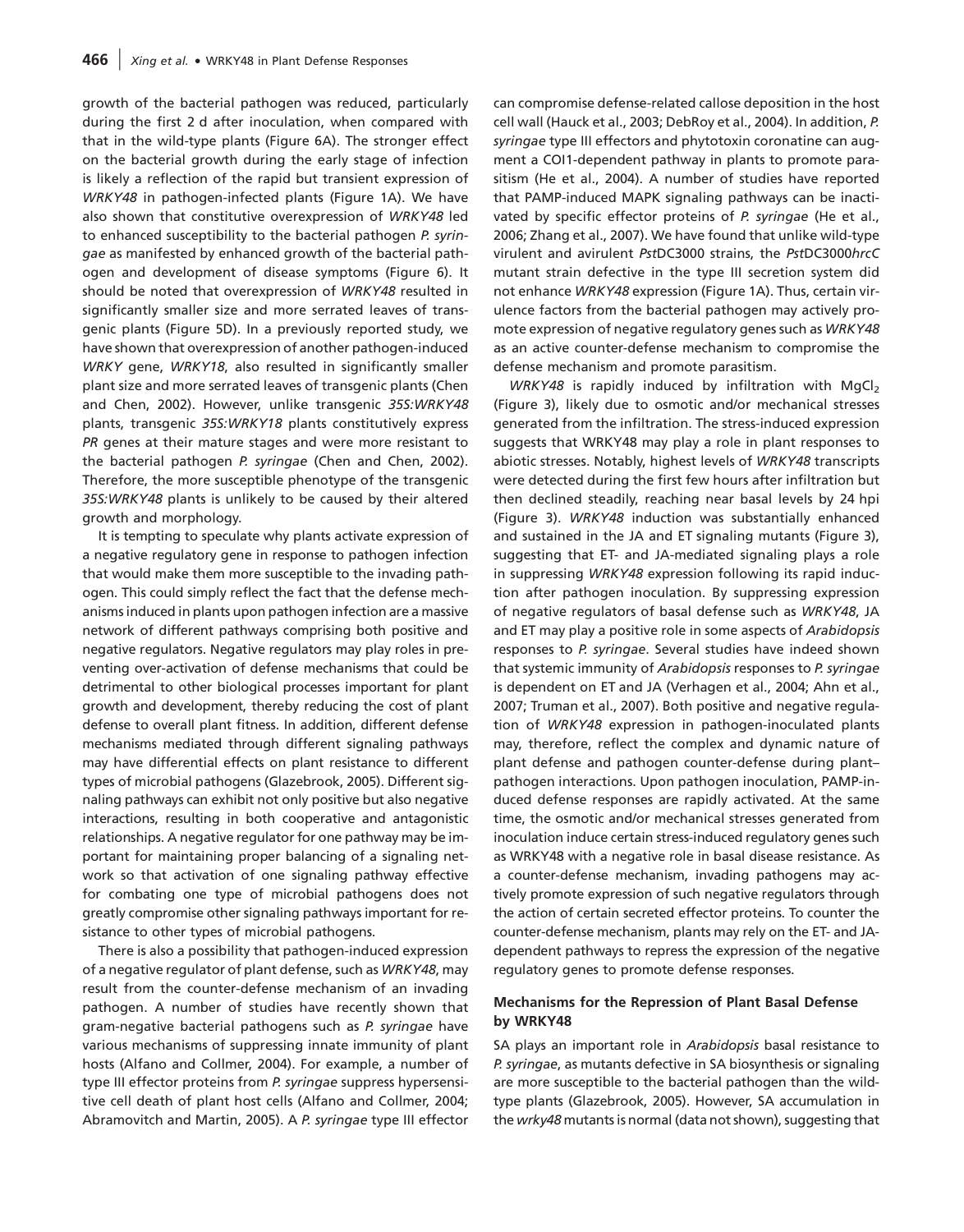growth of the bacterial pathogen was reduced, particularly during the first 2 d after inoculation, when compared with that in the wild-type plants (Figure 6A). The stronger effect on the bacterial growth during the early stage of infection is likely a reflection of the rapid but transient expression of *WRKY48* in pathogen-infected plants (Figure 1A). We have also shown that constitutive overexpression of *WRKY48* led to enhanced susceptibility to the bacterial pathogen *P. syringae* as manifested by enhanced growth of the bacterial pathogen and development of disease symptoms (Figure 6). It should be noted that overexpression of *WRKY48* resulted in significantly smaller size and more serrated leaves of transgenic plants (Figure 5D). In a previously reported study, we have shown that overexpression of another pathogen-induced *WRKY* gene, *WRKY18*, also resulted in significantly smaller plant size and more serrated leaves of transgenic plants (Chen and Chen, 2002). However, unlike transgenic *35S:WRKY48* plants, transgenic *35S:WRKY18* plants constitutively express *PR* genes at their mature stages and were more resistant to the bacterial pathogen *P. syringae* (Chen and Chen, 2002). Therefore, the more susceptible phenotype of the transgenic *35S:WRKY48* plants is unlikely to be caused by their altered growth and morphology.

It is tempting to speculate why plants activate expression of a negative regulatory gene in response to pathogen infection that would make them more susceptible to the invading pathogen. This could simply reflect the fact that the defense mechanisms induced in plants upon pathogen infection are a massive network of different pathways comprising both positive and negative regulators. Negative regulators may play roles in preventing over-activation of defense mechanisms that could be detrimental to other biological processes important for plant growth and development, thereby reducing the cost of plant defense to overall plant fitness. In addition, different defense mechanisms mediated through different signaling pathways may have differential effects on plant resistance to different types of microbial pathogens (Glazebrook, 2005). Different signaling pathways can exhibit not only positive but also negative interactions, resulting in both cooperative and antagonistic relationships. A negative regulator for one pathway may be important for maintaining proper balancing of a signaling network so that activation of one signaling pathway effective for combating one type of microbial pathogens does not greatly compromise other signaling pathways important for resistance to other types of microbial pathogens.

There is also a possibility that pathogen-induced expression of a negative regulator of plant defense, such as *WRKY48*, may result from the counter-defense mechanism of an invading pathogen. A number of studies have recently shown that gram-negative bacterial pathogens such as *P. syringae* have various mechanisms of suppressing innate immunity of plant hosts (Alfano and Collmer, 2004). For example, a number of type III effector proteins from *P. syringae* suppress hypersensitive cell death of plant host cells (Alfano and Collmer, 2004; Abramovitch and Martin, 2005). A *P. syringae* type III effector can compromise defense-related callose deposition in the host cell wall (Hauck et al., 2003; DebRoy et al., 2004). In addition, *P. syringae* type III effectors and phytotoxin coronatine can augment a COI1-dependent pathway in plants to promote parasitism (He et al., 2004). A number of studies have reported that PAMP-induced MAPK signaling pathways can be inactivated by specific effector proteins of *P. syringae* (He et al., 2006; Zhang et al., 2007). We have found that unlike wild-type virulent and avirulent *Pst*DC3000 strains, the *Pst*DC3000*hrcC* mutant strain defective in the type III secretion system did not enhance *WRKY48* expression (Figure 1A). Thus, certain virulence factors from the bacterial pathogen may actively promote expression of negative regulatory genes such as *WRKY48* as an active counter-defense mechanism to compromise the defense mechanism and promote parasitism.

*WRKY48* is rapidly induced by infiltration with $MgCl_2$ (Figure 3), likely due to osmotic and/or mechanical stresses generated from the infiltration. The stress-induced expression suggests that WRKY48 may play a role in plant responses to abiotic stresses. Notably, highest levels of *WRKY48* transcripts were detected during the first few hours after infiltration but then declined steadily, reaching near basal levels by 24 hpi (Figure 3). *WRKY48* induction was substantially enhanced and sustained in the JA and ET signaling mutants (Figure 3), suggesting that ET- and JA-mediated signaling plays a role in suppressing *WRKY48* expression following its rapid induction after pathogen inoculation. By suppressing expression of negative regulators of basal defense such as *WRKY48*, JA and ET may play a positive role in some aspects of *Arabidopsis* responses to *P. syringae*. Several studies have indeed shown that systemic immunity of *Arabidopsis* responses to *P. syringae* is dependent on ET and JA (Verhagen et al., 2004; Ahn et al., 2007; Truman et al., 2007). Both positive and negative regulation of *WRKY48* expression in pathogen-inoculated plants may, therefore, reflect the complex and dynamic nature of plant defense and pathogen counter-defense during plant–pathogen interactions. Upon pathogen inoculation, PAMP-induced defense responses are rapidly activated. At the same time, the osmotic and/or mechanical stresses generated from inoculation induce certain stress-induced regulatory genes such as WRKY48 with a negative role in basal disease resistance. As a counter-defense mechanism, invading pathogens may actively promote expression of such negative regulators through the action of certain secreted effector proteins. To counter the counter-defense mechanism, plants may rely on the ET- and JA-dependent pathways to repress the expression of the negative regulatory genes to promote defense responses.

### Mechanisms for the Repression of Plant Basal Defense by WRKY48

SA plays an important role in *Arabidopsis* basal resistance to *P. syringae*, as mutants defective in SA biosynthesis or signaling are more susceptible to the bacterial pathogen than the wild-type plants (Glazebrook, 2005). However, SA accumulation in the *wrky48* mutants is normal (data not shown), suggesting that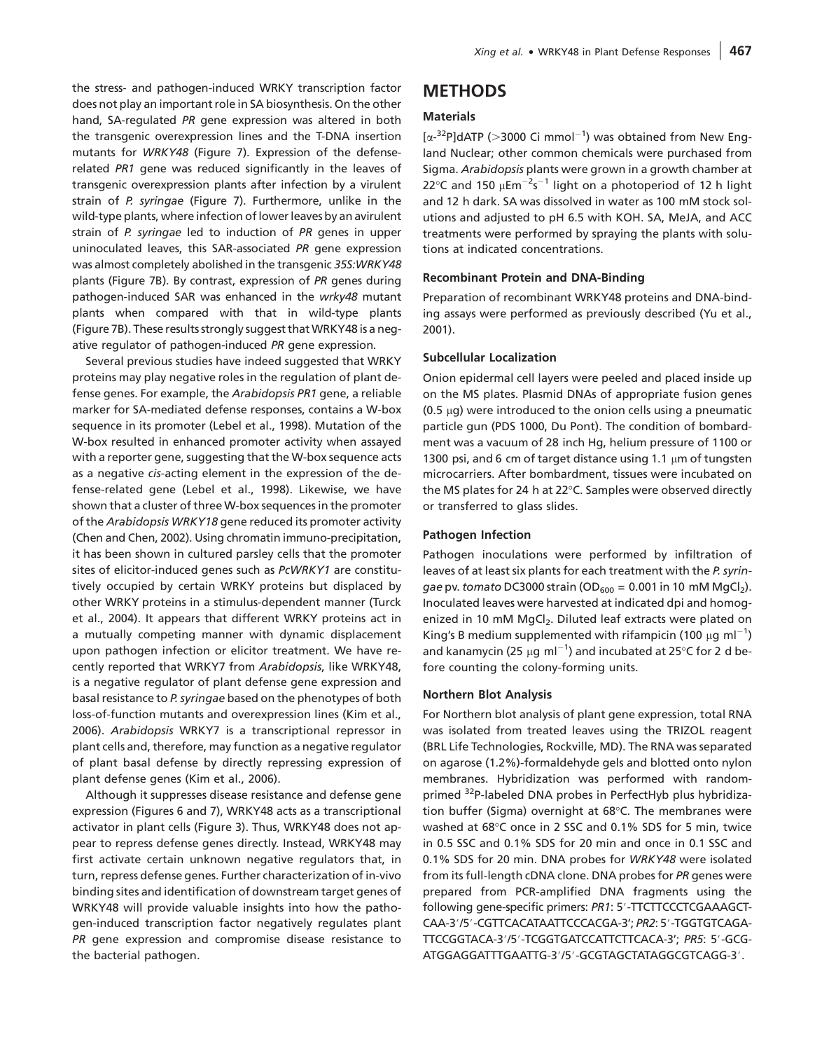the stress- and pathogen-induced WRKY transcription factor does not play an important role in SA biosynthesis. On the other hand, SA-regulated *PR* gene expression was altered in both the transgenic overexpression lines and the T-DNA insertion mutants for *WRKY48* (Figure 7). Expression of the defense-related *PR1* gene was reduced significantly in the leaves of transgenic overexpression plants after infection by a virulent strain of *P. syringae* (Figure 7). Furthermore, unlike in the wild-type plants, where infection of lower leaves by an avirulent strain of *P. syringae* led to induction of *PR* genes in upper uninoculated leaves, this SAR-associated *PR* gene expression was almost completely abolished in the transgenic *35S:WRKY48* plants (Figure 7B). By contrast, expression of *PR* genes during pathogen-induced SAR was enhanced in the *wrky48* mutant plants when compared with that in wild-type plants (Figure 7B). These results strongly suggest that WRKY48 is a negative regulator of pathogen-induced *PR* gene expression.

Several previous studies have indeed suggested that WRKY proteins may play negative roles in the regulation of plant defense genes. For example, the *Arabidopsis PR1* gene, a reliable marker for SA-mediated defense responses, contains a W-box sequence in its promoter (Lebel et al., 1998). Mutation of the W-box resulted in enhanced promoter activity when assayed with a reporter gene, suggesting that the W-box sequence acts as a negative *cis*-acting element in the expression of the defense-related gene (Lebel et al., 1998). Likewise, we have shown that a cluster of three W-box sequences in the promoter of the *Arabidopsis WRKY18* gene reduced its promoter activity (Chen and Chen, 2002). Using chromatin immuno-precipitation, it has been shown in cultured parsley cells that the promoter sites of elicitor-induced genes such as *PcWRKY1* are constitutively occupied by certain WRKY proteins but displaced by other WRKY proteins in a stimulus-dependent manner (Turck et al., 2004). It appears that different WRKY proteins act in a mutually competing manner with dynamic displacement upon pathogen infection or elicitor treatment. We have recently reported that WRKY7 from *Arabidopsis*, like WRKY48, is a negative regulator of plant defense gene expression and basal resistance to *P. syringae* based on the phenotypes of both loss-of-function mutants and overexpression lines (Kim et al., 2006). *Arabidopsis* WRKY7 is a transcriptional repressor in plant cells and, therefore, may function as a negative regulator of plant basal defense by directly repressing expression of plant defense genes (Kim et al., 2006).

Although it suppresses disease resistance and defense gene expression (Figures 6 and 7), WRKY48 acts as a transcriptional activator in plant cells (Figure 3). Thus, WRKY48 does not appear to repress defense genes directly. Instead, WRKY48 may first activate certain unknown negative regulators that, in turn, repress defense genes. Further characterization of in-vivo binding sites and identification of downstream target genes of WRKY48 will provide valuable insights into how the pathogen-induced transcription factor negatively regulates plant *PR* gene expression and compromise disease resistance to the bacterial pathogen.

# METHODS

### Materials

[$\alpha$-$^{32}$P]dATP (>3000 Ci mmol$^{-1}$) was obtained from New England Nuclear; other common chemicals were purchased from Sigma. *Arabidopsis* plants were grown in a growth chamber at 22°C and 150 $\mu$Em$^{-2}$s$^{-1}$ light on a photoperiod of 12 h light and 12 h dark. SA was dissolved in water as 100 mM stock solutions and adjusted to pH 6.5 with KOH. SA, MeJA, and ACC treatments were performed by spraying the plants with solutions at indicated concentrations.

### Recombinant Protein and DNA-Binding

Preparation of recombinant WRKY48 proteins and DNA-binding assays were performed as previously described (Yu et al., 2001).

### Subcellular Localization

Onion epidermal cell layers were peeled and placed inside up on the MS plates. Plasmid DNAs of appropriate fusion genes (0.5 $\mu$g) were introduced to the onion cells using a pneumatic particle gun (PDS 1000, Du Pont). The condition of bombardment was a vacuum of 28 inch Hg, helium pressure of 1100 or 1300 psi, and 6 cm of target distance using 1.1 $\mu$m of tungsten microcarriers. After bombardment, tissues were incubated on the MS plates for 24 h at 22°C. Samples were observed directly or transferred to glass slides.

### Pathogen Infection

Pathogen inoculations were performed by infiltration of leaves of at least six plants for each treatment with the *P. syringae* pv. *tomato* DC3000 strain ($OD_{600}$ = 0.001 in 10 mM $MgCl_2$). Inoculated leaves were harvested at indicated dpi and homogenized in 10 mM $MgCl_2$. Diluted leaf extracts were plated on King's B medium supplemented with rifampicin (100 $\mu$g ml$^{-1}$) and kanamycin (25 $\mu$g ml$^{-1}$) and incubated at 25°C for 2 d before counting the colony-forming units.

### Northern Blot Analysis

For Northern blot analysis of plant gene expression, total RNA was isolated from treated leaves using the TRIZOL reagent (BRL Life Technologies, Rockville, MD). The RNA was separated on agarose (1.2%)-formaldehyde gels and blotted onto nylon membranes. Hybridization was performed with random-primed $^{32}$P-labeled DNA probes in PerfectHyb plus hybridization buffer (Sigma) overnight at 68°C. The membranes were washed at 68°C once in 2 SSC and 0.1% SDS for 5 min, twice in 0.5 SSC and 0.1% SDS for 20 min and once in 0.1 SSC and 0.1% SDS for 20 min. DNA probes for *WRKY48* were isolated from its full-length cDNA clone. DNA probes for *PR* genes were prepared from PCR-amplified DNA fragments using the following gene-specific primers: *PR1*: 5′-TTCTTCCCTCGAAAGCTCAA-3′/5′-CGTTCACATAATTCCCACGA-3′; *PR2*: 5′-TGGTGTCAGATTCCGGTACA-3′/5′-TCGGTGATCCATTCTTCACA-3′; *PR5*: 5′-GCGATGGAGGATTTGAATTG-3′/5′-GCGTAGCTATAGGCGTCAGG-3′.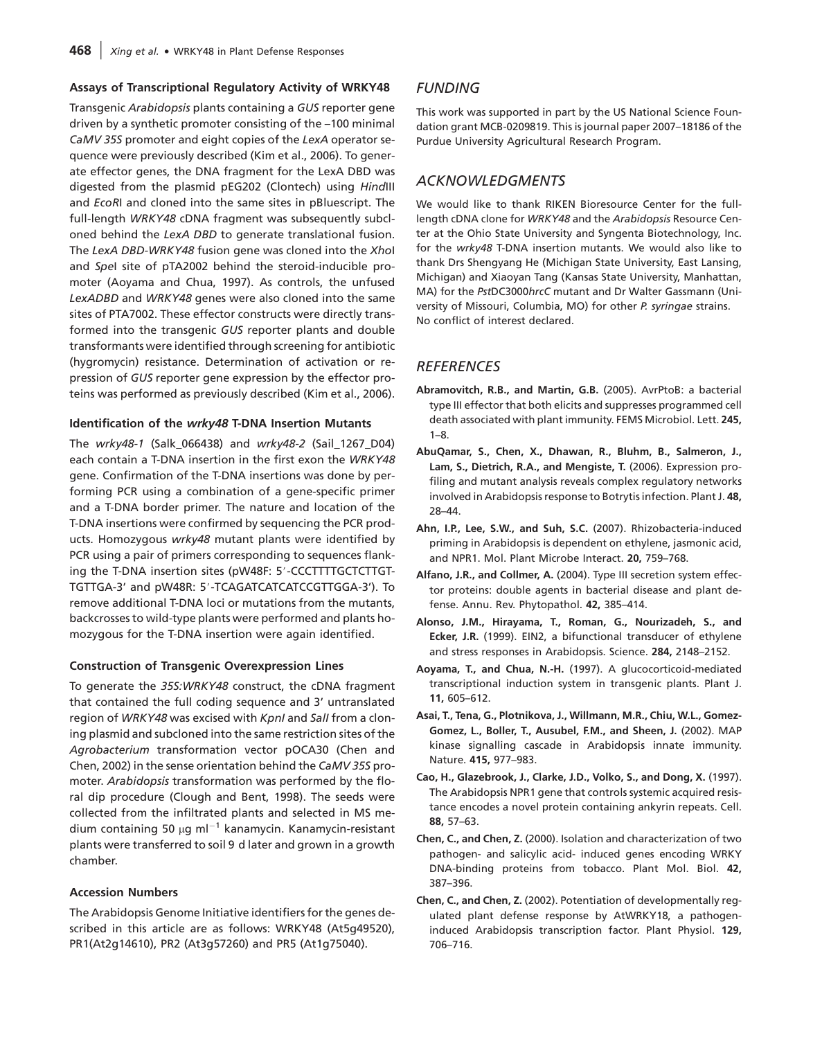### Assays of Transcriptional Regulatory Activity of WRKY48

Transgenic *Arabidopsis* plants containing a *GUS* reporter gene driven by a synthetic promoter consisting of the –100 minimal *CaMV 35S* promoter and eight copies of the *LexA* operator sequence were previously described (Kim et al., 2006). To generate effector genes, the DNA fragment for the LexA DBD was digested from the plasmid pEG202 (Clontech) using *Hind*III and *Eco*RI and cloned into the same sites in pBluescript. The full-length *WRKY48* cDNA fragment was subsequently subcloned behind the *LexA DBD* to generate translational fusion. The *LexA DBD-WRKY48* fusion gene was cloned into the *Xho*I and *Spe*I site of pTA2002 behind the steroid-inducible promoter (Aoyama and Chua, 1997). As controls, the unfused *LexADBD* and *WRKY48* genes were also cloned into the same sites of PTA7002. These effector constructs were directly transformed into the transgenic *GUS* reporter plants and double transformants were identified through screening for antibiotic (hygromycin) resistance. Determination of activation or repression of *GUS* reporter gene expression by the effector proteins was performed as previously described (Kim et al., 2006).

### Identification of the *wrky48* T-DNA Insertion Mutants

The *wrky48-1* (Salk_066438) and *wrky48-2* (Sail_1267_D04) each contain a T-DNA insertion in the first exon the *WRKY48* gene. Confirmation of the T-DNA insertions was done by performing PCR using a combination of a gene-specific primer and a T-DNA border primer. The nature and location of the T-DNA insertions were confirmed by sequencing the PCR products. Homozygous *wrky48* mutant plants were identified by PCR using a pair of primers corresponding to sequences flanking the T-DNA insertion sites (pW48F: 5′-CCCTTTTGCTCTTGTTGTTGA-3′ and pW48R: 5′-TCAGATCATCATCCGTTGGA-3′). To remove additional T-DNA loci or mutations from the mutants, backcrosses to wild-type plants were performed and plants homozygous for the T-DNA insertion were again identified.

### Construction of Transgenic Overexpression Lines

To generate the *35S:WRKY48* construct, the cDNA fragment that contained the full coding sequence and 3′ untranslated region of *WRKY48* was excised with *KpnI* and *SalI* from a cloning plasmid and subcloned into the same restriction sites of the *Agrobacterium* transformation vector pOCA30 (Chen and Chen, 2002) in the sense orientation behind the *CaMV 35S* promoter. *Arabidopsis* transformation was performed by the floral dip procedure (Clough and Bent, 1998). The seeds were collected from the infiltrated plants and selected in MS medium containing 50 $\mu$g ml$^{-1}$ kanamycin. Kanamycin-resistant plants were transferred to soil 9 d later and grown in a growth chamber.

### Accession Numbers

The Arabidopsis Genome Initiative identifiers for the genes described in this article are as follows: WRKY48 (At5g49520), PR1(At2g14610), PR2 (At3g57260) and PR5 (At1g75040).

## FUNDING

This work was supported in part by the US National Science Foundation grant MCB-0209819. This is journal paper 2007–18186 of the Purdue University Agricultural Research Program.

## ACKNOWLEDGMENTS

We would like to thank RIKEN Bioresource Center for the full-length cDNA clone for *WRKY48* and the *Arabidopsis* Resource Center at the Ohio State University and Syngenta Biotechnology, Inc. for the *wrky48* T-DNA insertion mutants. We would also like to thank Drs Shengyang He (Michigan State University, East Lansing, Michigan) and Xiaoyan Tang (Kansas State University, Manhattan, MA) for the *Pst*DC3000*hrcC* mutant and Dr Walter Gassmann (University of Missouri, Columbia, MO) for other *P. syringae* strains. No conflict of interest declared.

## REFERENCES

**Abramovitch, R.B., and Martin, G.B.** (2005). AvrPtoB: a bacterial type III effector that both elicits and suppresses programmed cell death associated with plant immunity. FEMS Microbiol. Lett. **245,** 1–8.

**AbuQamar, S., Chen, X., Dhawan, R., Bluhm, B., Salmeron, J., Lam, S., Dietrich, R.A., and Mengiste, T.** (2006). Expression profiling and mutant analysis reveals complex regulatory networks involved in Arabidopsis response to Botrytis infection. Plant J. **48,** 28–44.

**Ahn, I.P., Lee, S.W., and Suh, S.C.** (2007). Rhizobacteria-induced priming in Arabidopsis is dependent on ethylene, jasmonic acid, and NPR1. Mol. Plant Microbe Interact. **20,** 759–768.

**Alfano, J.R., and Collmer, A.** (2004). Type III secretion system effector proteins: double agents in bacterial disease and plant defense. Annu. Rev. Phytopathol. **42,** 385–414.

**Alonso, J.M., Hirayama, T., Roman, G., Nourizadeh, S., and Ecker, J.R.** (1999). EIN2, a bifunctional transducer of ethylene and stress responses in Arabidopsis. Science. **284,** 2148–2152.

**Aoyama, T., and Chua, N.-H.** (1997). A glucocorticoid-mediated transcriptional induction system in transgenic plants. Plant J. **11,** 605–612.

**Asai, T., Tena, G., Plotnikova, J., Willmann, M.R., Chiu, W.L., Gomez-Gomez, L., Boller, T., Ausubel, F.M., and Sheen, J.** (2002). MAP kinase signalling cascade in Arabidopsis innate immunity. Nature. **415,** 977–983.

**Cao, H., Glazebrook, J., Clarke, J.D., Volko, S., and Dong, X.** (1997). The Arabidopsis NPR1 gene that controls systemic acquired resistance encodes a novel protein containing ankyrin repeats. Cell. **88,** 57–63.

**Chen, C., and Chen, Z.** (2000). Isolation and characterization of two pathogen- and salicylic acid- induced genes encoding WRKY DNA-binding proteins from tobacco. Plant Mol. Biol. **42,** 387–396.

**Chen, C., and Chen, Z.** (2002). Potentiation of developmentally regulated plant defense response by AtWRKY18, a pathogen-induced Arabidopsis transcription factor. Plant Physiol. **129,** 706–716.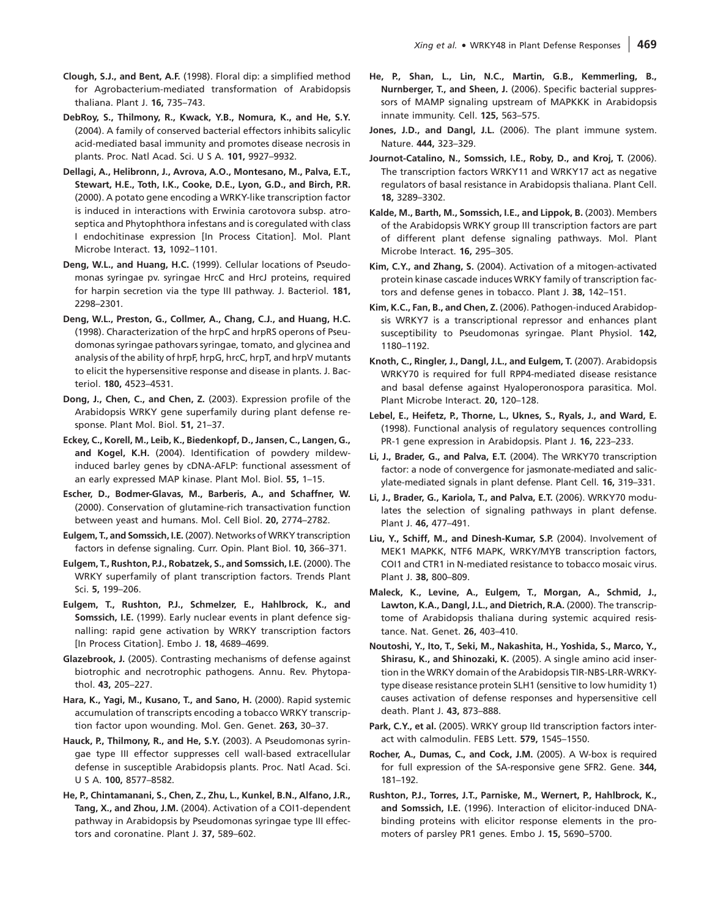**Clough, S.J., and Bent, A.F.** (1998). Floral dip: a simplified method for Agrobacterium-mediated transformation of Arabidopsis thaliana. Plant J. **16,** 735–743.

**DebRoy, S., Thilmony, R., Kwack, Y.B., Nomura, K., and He, S.Y.** (2004). A family of conserved bacterial effectors inhibits salicylic acid-mediated basal immunity and promotes disease necrosis in plants. Proc. Natl Acad. Sci. U S A. **101,** 9927–9932.

**Dellagi, A., Helibronn, J., Avrova, A.O., Montesano, M., Palva, E.T., Stewart, H.E., Toth, I.K., Cooke, D.E., Lyon, G.D., and Birch, P.R.** (2000). A potato gene encoding a WRKY-like transcription factor is induced in interactions with Erwinia carotovora subsp. atroseptica and Phytophthora infestans and is coregulated with class I endochitinase expression [In Process Citation]. Mol. Plant Microbe Interact. **13,** 1092–1101.

**Deng, W.L., and Huang, H.C.** (1999). Cellular locations of Pseudomonas syringae pv. syringae HrcC and HrcJ proteins, required for harpin secretion via the type III pathway. J. Bacteriol. **181,** 2298–2301.

**Deng, W.L., Preston, G., Collmer, A., Chang, C.J., and Huang, H.C.** (1998). Characterization of the hrpC and hrpRS operons of Pseudomonas syringae pathovars syringae, tomato, and glycinea and analysis of the ability of hrpF, hrpG, hrcC, hrpT, and hrpV mutants to elicit the hypersensitive response and disease in plants. J. Bacteriol. **180,** 4523–4531.

**Dong, J., Chen, C., and Chen, Z.** (2003). Expression profile of the Arabidopsis WRKY gene superfamily during plant defense response. Plant Mol. Biol. **51,** 21–37.

**Eckey, C., Korell, M., Leib, K., Biedenkopf, D., Jansen, C., Langen, G., and Kogel, K.H.** (2004). Identification of powdery mildew-induced barley genes by cDNA-AFLP: functional assessment of an early expressed MAP kinase. Plant Mol. Biol. **55,** 1–15.

**Escher, D., Bodmer-Glavas, M., Barberis, A., and Schaffner, W.** (2000). Conservation of glutamine-rich transactivation function between yeast and humans. Mol. Cell Biol. **20,** 2774–2782.

**Eulgem, T., and Somssich, I.E.** (2007). Networks of WRKY transcription factors in defense signaling. Curr. Opin. Plant Biol. **10,** 366–371.

**Eulgem, T., Rushton, P.J., Robatzek, S., and Somssich, I.E.** (2000). The WRKY superfamily of plant transcription factors. Trends Plant Sci. **5,** 199–206.

**Eulgem, T., Rushton, P.J., Schmelzer, E., Hahlbrock, K., and Somssich, I.E.** (1999). Early nuclear events in plant defence signalling: rapid gene activation by WRKY transcription factors [In Process Citation]. Embo J. **18,** 4689–4699.

**Glazebrook, J.** (2005). Contrasting mechanisms of defense against biotrophic and necrotrophic pathogens. Annu. Rev. Phytopathol. **43,** 205–227.

**Hara, K., Yagi, M., Kusano, T., and Sano, H.** (2000). Rapid systemic accumulation of transcripts encoding a tobacco WRKY transcription factor upon wounding. Mol. Gen. Genet. **263,** 30–37.

**Hauck, P., Thilmony, R., and He, S.Y.** (2003). A Pseudomonas syringae type III effector suppresses cell wall-based extracellular defense in susceptible Arabidopsis plants. Proc. Natl Acad. Sci. U S A. **100,** 8577–8582.

**He, P., Chintamanani, S., Chen, Z., Zhu, L., Kunkel, B.N., Alfano, J.R., Tang, X., and Zhou, J.M.** (2004). Activation of a COI1-dependent pathway in Arabidopsis by Pseudomonas syringae type III effectors and coronatine. Plant J. **37,** 589–602.

**He, P., Shan, L., Lin, N.C., Martin, G.B., Kemmerling, B., Nurnberger, T., and Sheen, J.** (2006). Specific bacterial suppressors of MAMP signaling upstream of MAPKKK in Arabidopsis innate immunity. Cell. **125,** 563–575.

**Jones, J.D., and Dangl, J.L.** (2006). The plant immune system. Nature. **444,** 323–329.

**Journot-Catalino, N., Somssich, I.E., Roby, D., and Kroj, T.** (2006). The transcription factors WRKY11 and WRKY17 act as negative regulators of basal resistance in Arabidopsis thaliana. Plant Cell. **18,** 3289–3302.

**Kalde, M., Barth, M., Somssich, I.E., and Lippok, B.** (2003). Members of the Arabidopsis WRKY group III transcription factors are part of different plant defense signaling pathways. Mol. Plant Microbe Interact. **16,** 295–305.

**Kim, C.Y., and Zhang, S.** (2004). Activation of a mitogen-activated protein kinase cascade induces WRKY family of transcription factors and defense genes in tobacco. Plant J. **38,** 142–151.

**Kim, K.C., Fan, B., and Chen, Z.** (2006). Pathogen-induced Arabidopsis WRKY7 is a transcriptional repressor and enhances plant susceptibility to Pseudomonas syringae. Plant Physiol. **142,** 1180–1192.

**Knoth, C., Ringler, J., Dangl, J.L., and Eulgem, T.** (2007). Arabidopsis WRKY70 is required for full RPP4-mediated disease resistance and basal defense against Hyaloperonospora parasitica. Mol. Plant Microbe Interact. **20,** 120–128.

**Lebel, E., Heifetz, P., Thorne, L., Uknes, S., Ryals, J., and Ward, E.** (1998). Functional analysis of regulatory sequences controlling PR-1 gene expression in Arabidopsis. Plant J. **16,** 223–233.

**Li, J., Brader, G., and Palva, E.T.** (2004). The WRKY70 transcription factor: a node of convergence for jasmonate-mediated and salicylate-mediated signals in plant defense. Plant Cell. **16,** 319–331.

**Li, J., Brader, G., Kariola, T., and Palva, E.T.** (2006). WRKY70 modulates the selection of signaling pathways in plant defense. Plant J. **46,** 477–491.

**Liu, Y., Schiff, M., and Dinesh-Kumar, S.P.** (2004). Involvement of MEK1 MAPKK, NTF6 MAPK, WRKY/MYB transcription factors, COI1 and CTR1 in N-mediated resistance to tobacco mosaic virus. Plant J. **38,** 800–809.

**Maleck, K., Levine, A., Eulgem, T., Morgan, A., Schmid, J., Lawton, K.A., Dangl, J.L., and Dietrich, R.A.** (2000). The transcriptome of Arabidopsis thaliana during systemic acquired resistance. Nat. Genet. **26,** 403–410.

**Noutoshi, Y., Ito, T., Seki, M., Nakashita, H., Yoshida, S., Marco, Y., Shirasu, K., and Shinozaki, K.** (2005). A single amino acid insertion in the WRKY domain of the Arabidopsis TIR-NBS-LRR-WRKY-type disease resistance protein SLH1 (sensitive to low humidity 1) causes activation of defense responses and hypersensitive cell death. Plant J. **43,** 873–888.

**Park, C.Y., et al.** (2005). WRKY group IId transcription factors interact with calmodulin. FEBS Lett. **579,** 1545–1550.

**Rocher, A., Dumas, C., and Cock, J.M.** (2005). A W-box is required for full expression of the SA-responsive gene SFR2. Gene. **344,** 181–192.

**Rushton, P.J., Torres, J.T., Parniske, M., Wernert, P., Hahlbrock, K., and Somssich, I.E.** (1996). Interaction of elicitor-induced DNA-binding proteins with elicitor response elements in the promoters of parsley PR1 genes. Embo J. **15,** 5690–5700.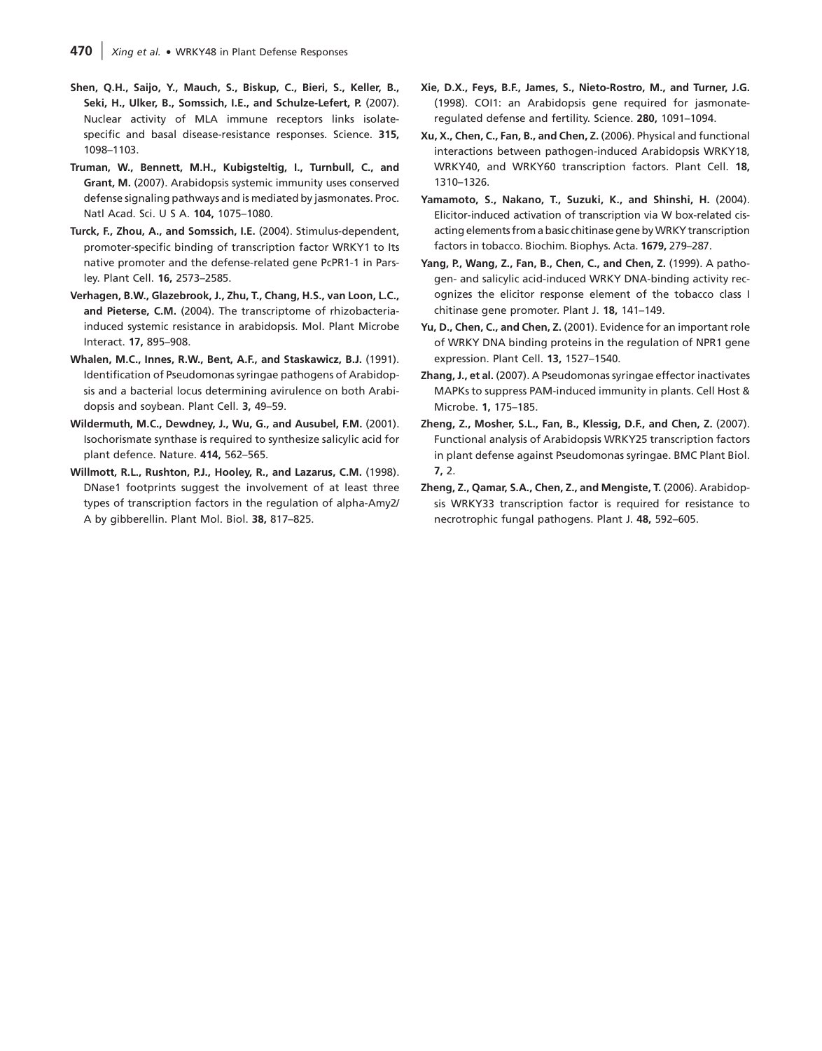**Shen, Q.H., Saijo, Y., Mauch, S., Biskup, C., Bieri, S., Keller, B., Seki, H., Ulker, B., Somssich, I.E., and Schulze-Lefert, P.** (2007). Nuclear activity of MLA immune receptors links isolate-specific and basal disease-resistance responses. Science. **315,** 1098–1103.

**Truman, W., Bennett, M.H., Kubigsteltig, I., Turnbull, C., and Grant, M.** (2007). Arabidopsis systemic immunity uses conserved defense signaling pathways and is mediated by jasmonates. Proc. Natl Acad. Sci. U S A. **104,** 1075–1080.

**Turck, F., Zhou, A., and Somssich, I.E.** (2004). Stimulus-dependent, promoter-specific binding of transcription factor WRKY1 to Its native promoter and the defense-related gene PcPR1-1 in Parsley. Plant Cell. **16,** 2573–2585.

**Verhagen, B.W., Glazebrook, J., Zhu, T., Chang, H.S., van Loon, L.C., and Pieterse, C.M.** (2004). The transcriptome of rhizobacteria-induced systemic resistance in arabidopsis. Mol. Plant Microbe Interact. **17,** 895–908.

**Whalen, M.C., Innes, R.W., Bent, A.F., and Staskawicz, B.J.** (1991). Identification of Pseudomonas syringae pathogens of Arabidopsis and a bacterial locus determining avirulence on both Arabidopsis and soybean. Plant Cell. **3,** 49–59.

**Wildermuth, M.C., Dewdney, J., Wu, G., and Ausubel, F.M.** (2001). Isochorismate synthase is required to synthesize salicylic acid for plant defence. Nature. **414,** 562–565.

**Willmott, R.L., Rushton, P.J., Hooley, R., and Lazarus, C.M.** (1998). DNase1 footprints suggest the involvement of at least three types of transcription factors in the regulation of alpha-Amy2/A by gibberellin. Plant Mol. Biol. **38,** 817–825.

**Xie, D.X., Feys, B.F., James, S., Nieto-Rostro, M., and Turner, J.G.** (1998). COI1: an Arabidopsis gene required for jasmonate-regulated defense and fertility. Science. **280,** 1091–1094.

**Xu, X., Chen, C., Fan, B., and Chen, Z.** (2006). Physical and functional interactions between pathogen-induced Arabidopsis WRKY18, WRKY40, and WRKY60 transcription factors. Plant Cell. **18,** 1310–1326.

**Yamamoto, S., Nakano, T., Suzuki, K., and Shinshi, H.** (2004). Elicitor-induced activation of transcription via W box-related cis-acting elements from a basic chitinase gene by WRKY transcription factors in tobacco. Biochim. Biophys. Acta. **1679,** 279–287.

**Yang, P., Wang, Z., Fan, B., Chen, C., and Chen, Z.** (1999). A pathogen- and salicylic acid-induced WRKY DNA-binding activity recognizes the elicitor response element of the tobacco class I chitinase gene promoter. Plant J. **18,** 141–149.

**Yu, D., Chen, C., and Chen, Z.** (2001). Evidence for an important role of WRKY DNA binding proteins in the regulation of NPR1 gene expression. Plant Cell. **13,** 1527–1540.

**Zhang, J., et al.** (2007). A Pseudomonas syringae effector inactivates MAPKs to suppress PAM-induced immunity in plants. Cell Host & Microbe. **1,** 175–185.

**Zheng, Z., Mosher, S.L., Fan, B., Klessig, D.F., and Chen, Z.** (2007). Functional analysis of Arabidopsis WRKY25 transcription factors in plant defense against Pseudomonas syringae. BMC Plant Biol. **7,** 2.

**Zheng, Z., Qamar, S.A., Chen, Z., and Mengiste, T.** (2006). Arabidopsis WRKY33 transcription factor is required for resistance to necrotrophic fungal pathogens. Plant J. **48,** 592–605.